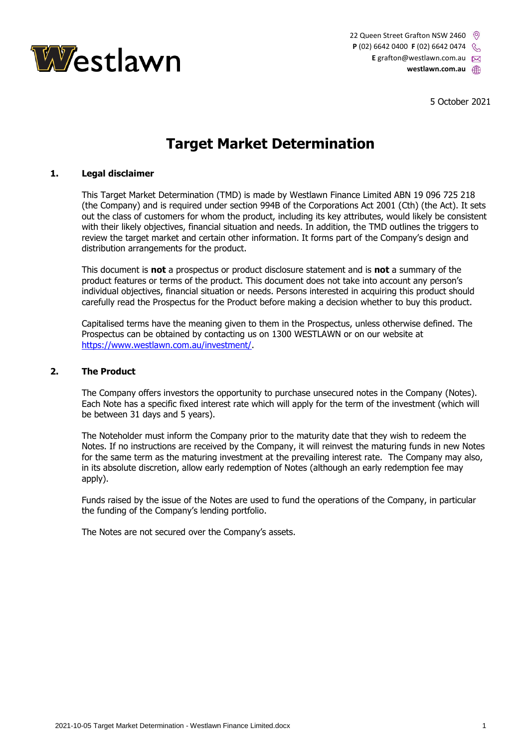Westlawn

22 Queen Street Grafton NSW 2460
**P** (02) 6642 0400 **F** (02) 6642 0474
**E** grafton@westlawn.com.au
**westlawn.com.au**

5 October 2021

# Target Market Determination

## 1. Legal disclaimer

This Target Market Determination (TMD) is made by Westlawn Finance Limited ABN 19 096 725 218 (the Company) and is required under section 994B of the Corporations Act 2001 (Cth) (the Act). It sets out the class of customers for whom the product, including its key attributes, would likely be consistent with their likely objectives, financial situation and needs. In addition, the TMD outlines the triggers to review the target market and certain other information. It forms part of the Company's design and distribution arrangements for the product.

This document is **not** a prospectus or product disclosure statement and is **not** a summary of the product features or terms of the product. This document does not take into account any person's individual objectives, financial situation or needs. Persons interested in acquiring this product should carefully read the Prospectus for the Product before making a decision whether to buy this product.

Capitalised terms have the meaning given to them in the Prospectus, unless otherwise defined. The Prospectus can be obtained by contacting us on 1300 WESTLAWN or on our website at [https://www.westlawn.com.au/investment/](https://www.westlawn.com.au/investment/).

## 2. The Product

The Company offers investors the opportunity to purchase unsecured notes in the Company (Notes). Each Note has a specific fixed interest rate which will apply for the term of the investment (which will be between 31 days and 5 years).

The Noteholder must inform the Company prior to the maturity date that they wish to redeem the Notes. If no instructions are received by the Company, it will reinvest the maturing funds in new Notes for the same term as the maturing investment at the prevailing interest rate. The Company may also, in its absolute discretion, allow early redemption of Notes (although an early redemption fee may apply).

Funds raised by the issue of the Notes are used to fund the operations of the Company, in particular the funding of the Company's lending portfolio.

The Notes are not secured over the Company's assets.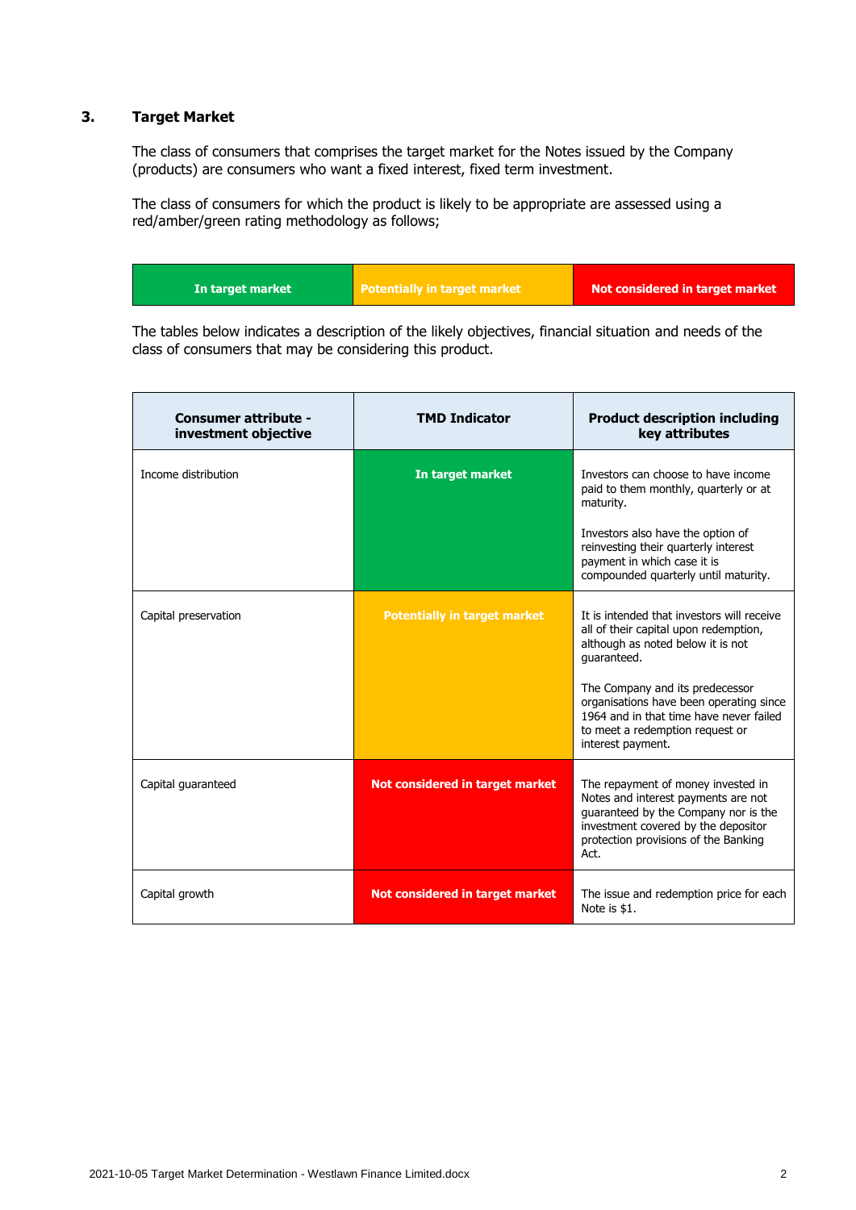## 3. Target Market

The class of consumers that comprises the target market for the Notes issued by the Company (products) are consumers who want a fixed interest, fixed term investment.

The class of consumers for which the product is likely to be appropriate are assessed using a red/amber/green rating methodology as follows;

| In target market | Potentially in target market | Not considered in target market |
|---|---|---|

The tables below indicates a description of the likely objectives, financial situation and needs of the class of consumers that may be considering this product.

| Consumer attribute - investment objective | TMD Indicator | Product description including key attributes |
|---|---|---|
| Income distribution | **In target market** | Investors can choose to have income paid to them monthly, quarterly or at maturity.<br><br>Investors also have the option of reinvesting their quarterly interest payment in which case it is compounded quarterly until maturity. |
| Capital preservation | **Potentially in target market** | It is intended that investors will receive all of their capital upon redemption, although as noted below it is not guaranteed.<br><br>The Company and its predecessor organisations have been operating since 1964 and in that time have never failed to meet a redemption request or interest payment. |
| Capital guaranteed | **Not considered in target market** | The repayment of money invested in Notes and interest payments are not guaranteed by the Company nor is the investment covered by the depositor protection provisions of the Banking Act. |
| Capital growth | **Not considered in target market** | The issue and redemption price for each Note is $1. |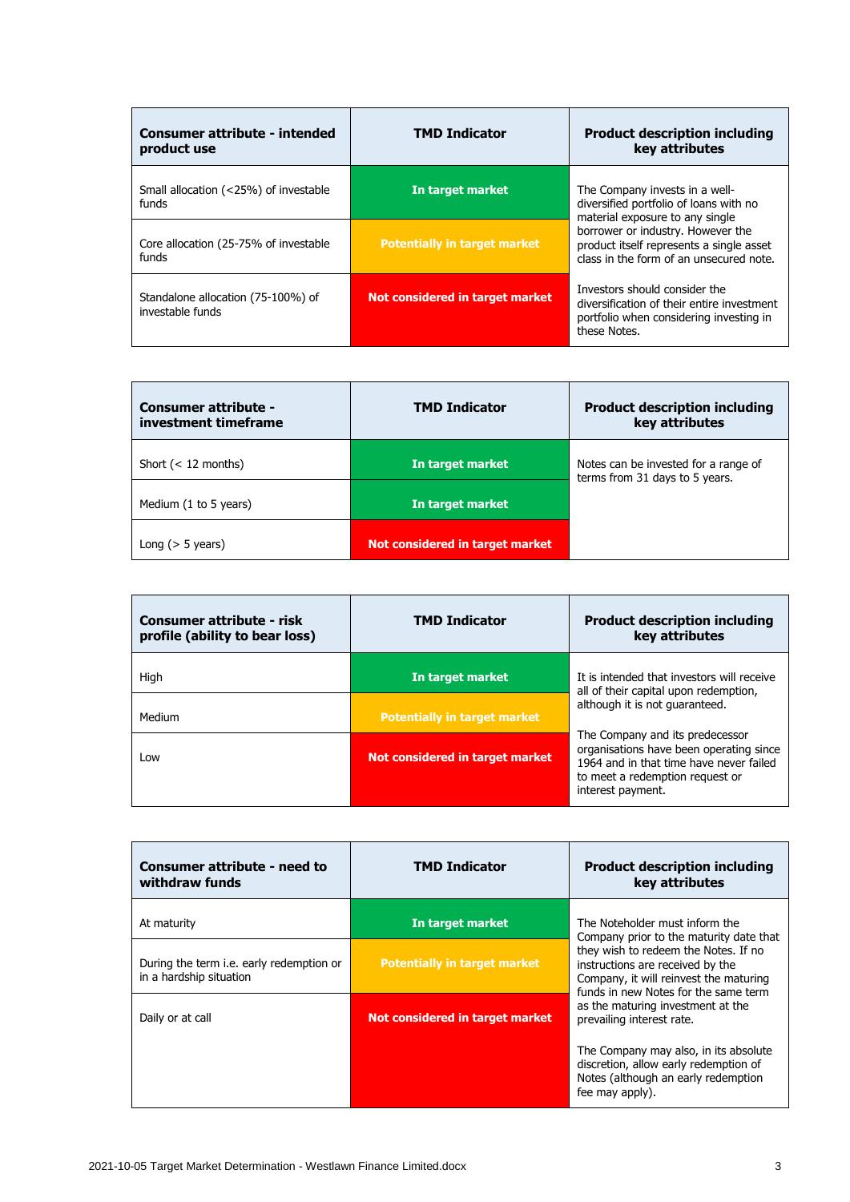| Consumer attribute - intended product use | TMD Indicator | Product description including key attributes |
|---|---|---|
| Small allocation (<25%) of investable funds | In target market | The Company invests in a well-diversified portfolio of loans with no material exposure to any single borrower or industry. However the product itself represents a single asset class in the form of an unsecured note.<br><br>Investors should consider the diversification of their entire investment portfolio when considering investing in these Notes. |
| Core allocation (25-75% of investable funds | Potentially in target market | |
| Standalone allocation (75-100%) of investable funds | Not considered in target market | |

| Consumer attribute - investment timeframe | TMD Indicator | Product description including key attributes |
|---|---|---|
| Short (< 12 months) | In target market | Notes can be invested for a range of terms from 31 days to 5 years. |
| Medium (1 to 5 years) | In target market | |
| Long (> 5 years) | Not considered in target market | |

| Consumer attribute - risk profile (ability to bear loss) | TMD Indicator | Product description including key attributes |
|---|---|---|
| High | In target market | It is intended that investors will receive all of their capital upon redemption, although it is not guaranteed.<br><br>The Company and its predecessor organisations have been operating since 1964 and in that time have never failed to meet a redemption request or interest payment. |
| Medium | Potentially in target market | |
| Low | Not considered in target market | |

| Consumer attribute - need to withdraw funds | TMD Indicator | Product description including key attributes |
|---|---|---|
| At maturity | In target market | The Noteholder must inform the Company prior to the maturity date that they wish to redeem the Notes. If no instructions are received by the Company, it will reinvest the maturing funds in new Notes for the same term as the maturing investment at the prevailing interest rate.<br><br>The Company may also, in its absolute discretion, allow early redemption of Notes (although an early redemption fee may apply). |
| During the term i.e. early redemption or in a hardship situation | Potentially in target market | |
| Daily or at call | Not considered in target market | |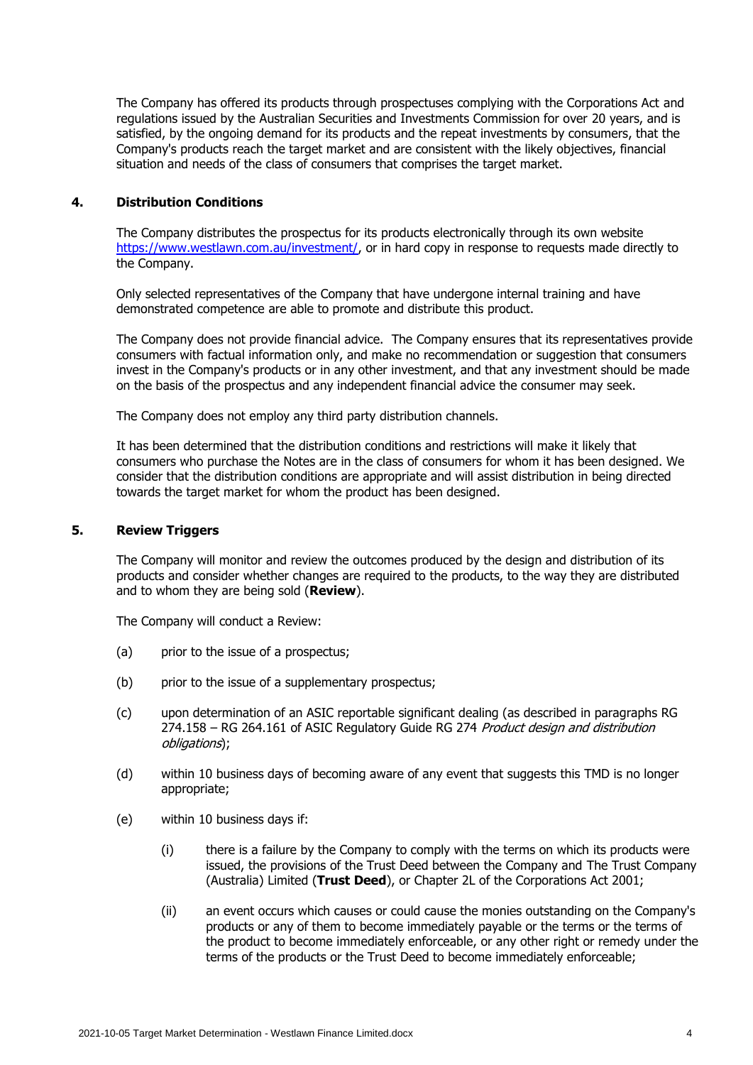The Company has offered its products through prospectuses complying with the Corporations Act and regulations issued by the Australian Securities and Investments Commission for over 20 years, and is satisfied, by the ongoing demand for its products and the repeat investments by consumers, that the Company's products reach the target market and are consistent with the likely objectives, financial situation and needs of the class of consumers that comprises the target market.

## 4. Distribution Conditions

The Company distributes the prospectus for its products electronically through its own website https://www.westlawn.com.au/investment/, or in hard copy in response to requests made directly to the Company.

Only selected representatives of the Company that have undergone internal training and have demonstrated competence are able to promote and distribute this product.

The Company does not provide financial advice. The Company ensures that its representatives provide consumers with factual information only, and make no recommendation or suggestion that consumers invest in the Company's products or in any other investment, and that any investment should be made on the basis of the prospectus and any independent financial advice the consumer may seek.

The Company does not employ any third party distribution channels.

It has been determined that the distribution conditions and restrictions will make it likely that consumers who purchase the Notes are in the class of consumers for whom it has been designed. We consider that the distribution conditions are appropriate and will assist distribution in being directed towards the target market for whom the product has been designed.

## 5. Review Triggers

The Company will monitor and review the outcomes produced by the design and distribution of its products and consider whether changes are required to the products, to the way they are distributed and to whom they are being sold (**Review**).

The Company will conduct a Review:

(a) prior to the issue of a prospectus;

(b) prior to the issue of a supplementary prospectus;

(c) upon determination of an ASIC reportable significant dealing (as described in paragraphs RG 274.158 – RG 264.161 of ASIC Regulatory Guide RG 274 *Product design and distribution obligations*);

(d) within 10 business days of becoming aware of any event that suggests this TMD is no longer appropriate;

(e) within 10 business days if:

(i) there is a failure by the Company to comply with the terms on which its products were issued, the provisions of the Trust Deed between the Company and The Trust Company (Australia) Limited (**Trust Deed**), or Chapter 2L of the Corporations Act 2001;

(ii) an event occurs which causes or could cause the monies outstanding on the Company's products or any of them to become immediately payable or the terms or the terms of the product to become immediately enforceable, or any other right or remedy under the terms of the products or the Trust Deed to become immediately enforceable;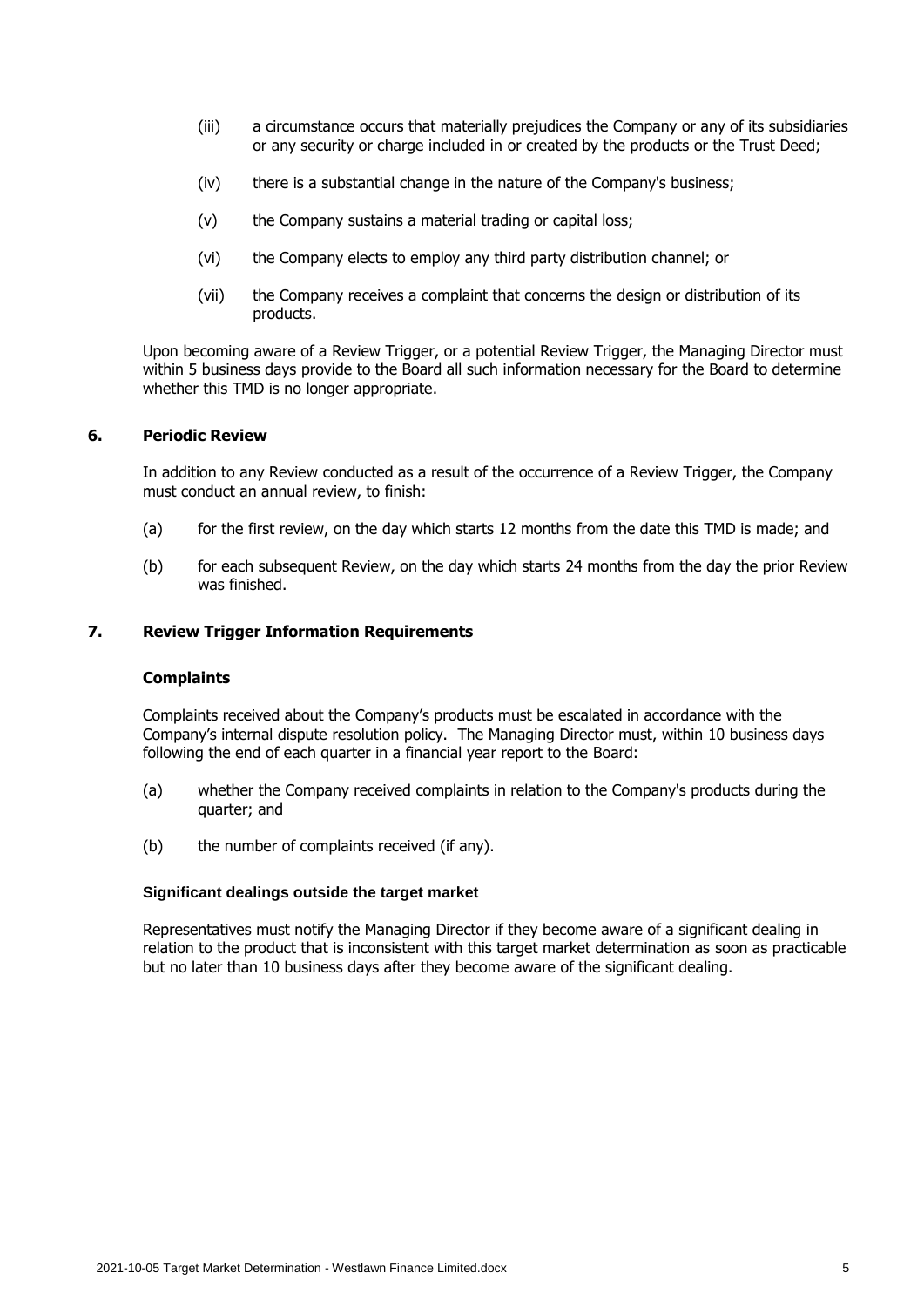(iii) a circumstance occurs that materially prejudices the Company or any of its subsidiaries or any security or charge included in or created by the products or the Trust Deed;

(iv) there is a substantial change in the nature of the Company's business;

(v) the Company sustains a material trading or capital loss;

(vi) the Company elects to employ any third party distribution channel; or

(vii) the Company receives a complaint that concerns the design or distribution of its products.

Upon becoming aware of a Review Trigger, or a potential Review Trigger, the Managing Director must within 5 business days provide to the Board all such information necessary for the Board to determine whether this TMD is no longer appropriate.

## 6. Periodic Review

In addition to any Review conducted as a result of the occurrence of a Review Trigger, the Company must conduct an annual review, to finish:

(a) for the first review, on the day which starts 12 months from the date this TMD is made; and

(b) for each subsequent Review, on the day which starts 24 months from the day the prior Review was finished.

## 7. Review Trigger Information Requirements

### Complaints

Complaints received about the Company's products must be escalated in accordance with the Company's internal dispute resolution policy. The Managing Director must, within 10 business days following the end of each quarter in a financial year report to the Board:

(a) whether the Company received complaints in relation to the Company's products during the quarter; and

(b) the number of complaints received (if any).

### Significant dealings outside the target market

Representatives must notify the Managing Director if they become aware of a significant dealing in relation to the product that is inconsistent with this target market determination as soon as practicable but no later than 10 business days after they become aware of the significant dealing.